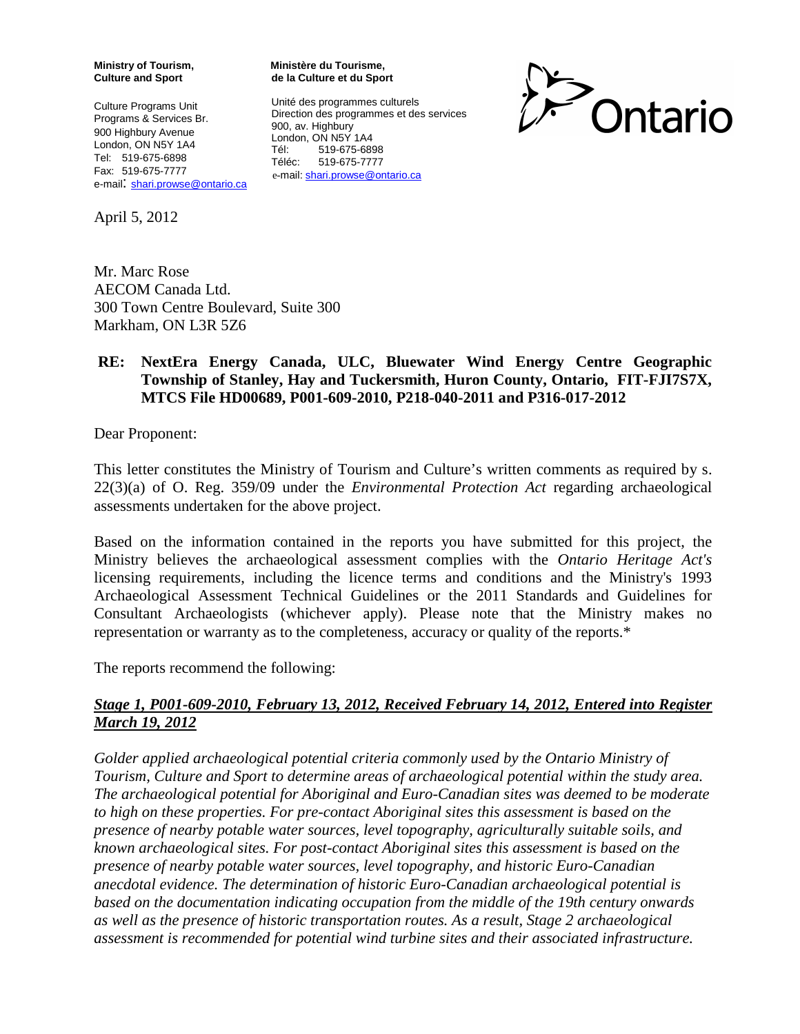**Ministry of Tourism, Culture and Sport**

Culture Programs Unit
Programs & Services Br.
900 Highbury Avenue
London, ON N5Y 1A4
Tel: 519-675-6898
Fax: 519-675-7777
e-mail: shari.prowse@ontario.ca

**Ministère du Tourisme, de la Culture et du Sport**

Unité des programmes culturels
Direction des programmes et des services
900, av. Highbury
London, ON N5Y 1A4
Tél: 519-675-6898
Téléc: 519-675-7777
e-mail: shari.prowse@ontario.ca

Ontario

April 5, 2012

Mr. Marc Rose
AECOM Canada Ltd.
300 Town Centre Boulevard, Suite 300
Markham, ON L3R 5Z6

**RE: NextEra Energy Canada, ULC, Bluewater Wind Energy Centre Geographic Township of Stanley, Hay and Tuckersmith, Huron County, Ontario, FIT-FJI7S7X, MTCS File HD00689, P001-609-2010, P218-040-2011 and P316-017-2012**

Dear Proponent:

This letter constitutes the Ministry of Tourism and Culture's written comments as required by s. 22(3)(a) of O. Reg. 359/09 under the *Environmental Protection Act* regarding archaeological assessments undertaken for the above project.

Based on the information contained in the reports you have submitted for this project, the Ministry believes the archaeological assessment complies with the *Ontario Heritage Act's* licensing requirements, including the licence terms and conditions and the Ministry's 1993 Archaeological Assessment Technical Guidelines or the 2011 Standards and Guidelines for Consultant Archaeologists (whichever apply). Please note that the Ministry makes no representation or warranty as to the completeness, accuracy or quality of the reports.*

The reports recommend the following:

***Stage 1, P001-609-2010, February 13, 2012, Received February 14, 2012, Entered into Register March 19, 2012***

*Golder applied archaeological potential criteria commonly used by the Ontario Ministry of Tourism, Culture and Sport to determine areas of archaeological potential within the study area. The archaeological potential for Aboriginal and Euro-Canadian sites was deemed to be moderate to high on these properties. For pre-contact Aboriginal sites this assessment is based on the presence of nearby potable water sources, level topography, agriculturally suitable soils, and known archaeological sites. For post-contact Aboriginal sites this assessment is based on the presence of nearby potable water sources, level topography, and historic Euro-Canadian anecdotal evidence. The determination of historic Euro-Canadian archaeological potential is based on the documentation indicating occupation from the middle of the 19th century onwards as well as the presence of historic transportation routes. As a result, Stage 2 archaeological assessment is recommended for potential wind turbine sites and their associated infrastructure.*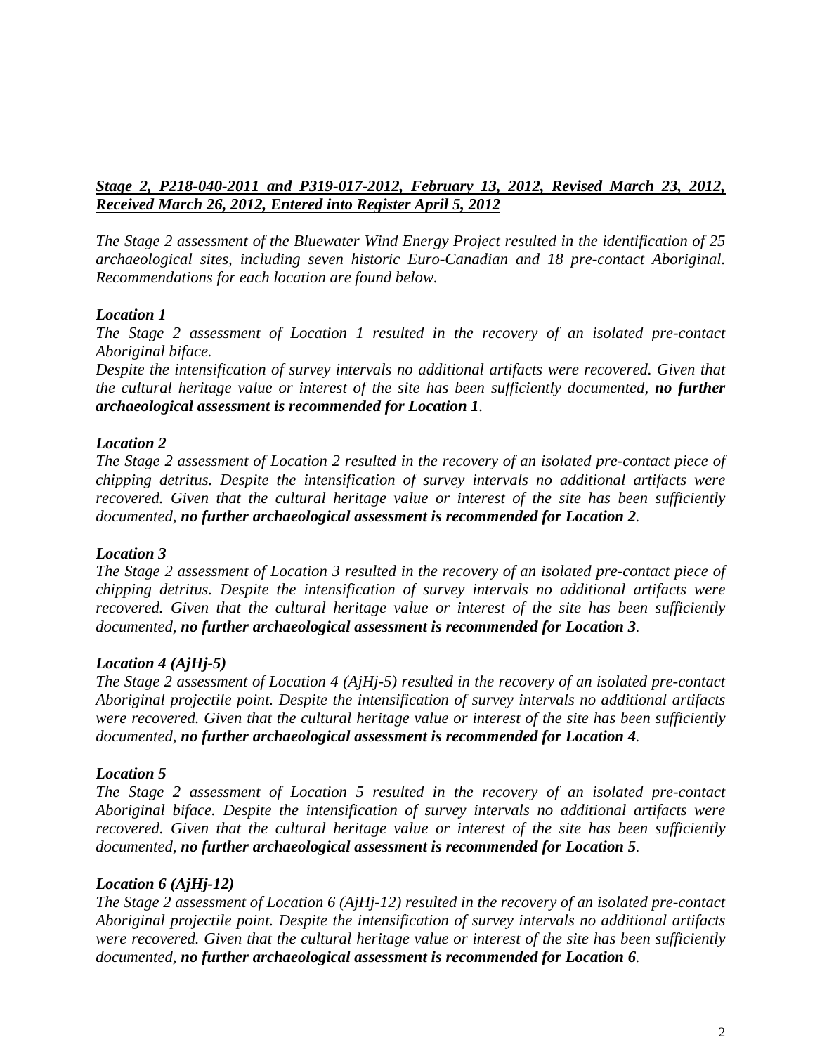***Stage 2, P218-040-2011 and P319-017-2012, February 13, 2012, Revised March 23, 2012, Received March 26, 2012, Entered into Register April 5, 2012***

*The Stage 2 assessment of the Bluewater Wind Energy Project resulted in the identification of 25 archaeological sites, including seven historic Euro-Canadian and 18 pre-contact Aboriginal. Recommendations for each location are found below.*

***Location 1***

*The Stage 2 assessment of Location 1 resulted in the recovery of an isolated pre-contact Aboriginal biface.*

*Despite the intensification of survey intervals no additional artifacts were recovered. Given that the cultural heritage value or interest of the site has been sufficiently documented,* ***no further archaeological assessment is recommended for Location 1****.*

***Location 2***

*The Stage 2 assessment of Location 2 resulted in the recovery of an isolated pre-contact piece of chipping detritus. Despite the intensification of survey intervals no additional artifacts were recovered. Given that the cultural heritage value or interest of the site has been sufficiently documented,* ***no further archaeological assessment is recommended for Location 2****.*

***Location 3***

*The Stage 2 assessment of Location 3 resulted in the recovery of an isolated pre-contact piece of chipping detritus. Despite the intensification of survey intervals no additional artifacts were recovered. Given that the cultural heritage value or interest of the site has been sufficiently documented,* ***no further archaeological assessment is recommended for Location 3****.*

***Location 4 (AjHj-5)***

*The Stage 2 assessment of Location 4 (AjHj-5) resulted in the recovery of an isolated pre-contact Aboriginal projectile point. Despite the intensification of survey intervals no additional artifacts were recovered. Given that the cultural heritage value or interest of the site has been sufficiently documented,* ***no further archaeological assessment is recommended for Location 4****.*

***Location 5***

*The Stage 2 assessment of Location 5 resulted in the recovery of an isolated pre-contact Aboriginal biface. Despite the intensification of survey intervals no additional artifacts were recovered. Given that the cultural heritage value or interest of the site has been sufficiently documented,* ***no further archaeological assessment is recommended for Location 5****.*

***Location 6 (AjHj-12)***

*The Stage 2 assessment of Location 6 (AjHj-12) resulted in the recovery of an isolated pre-contact Aboriginal projectile point. Despite the intensification of survey intervals no additional artifacts were recovered. Given that the cultural heritage value or interest of the site has been sufficiently documented,* ***no further archaeological assessment is recommended for Location 6****.*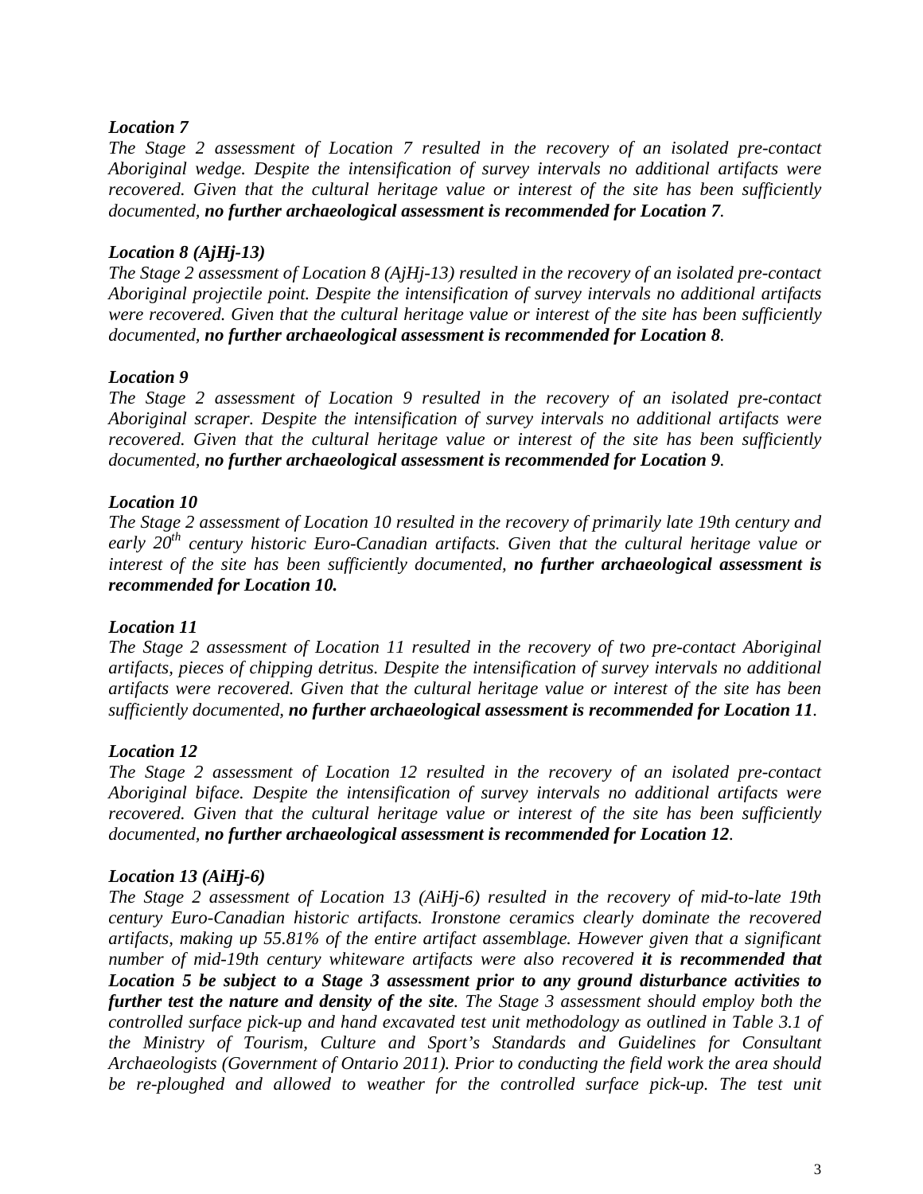*Location 7*

*The Stage 2 assessment of Location 7 resulted in the recovery of an isolated pre-contact Aboriginal wedge. Despite the intensification of survey intervals no additional artifacts were recovered. Given that the cultural heritage value or interest of the site has been sufficiently documented,* ***no further archaeological assessment is recommended for Location 7****.*

*Location 8 (AjHj-13)*

*The Stage 2 assessment of Location 8 (AjHj-13) resulted in the recovery of an isolated pre-contact Aboriginal projectile point. Despite the intensification of survey intervals no additional artifacts were recovered. Given that the cultural heritage value or interest of the site has been sufficiently documented,* ***no further archaeological assessment is recommended for Location 8****.*

*Location 9*

*The Stage 2 assessment of Location 9 resulted in the recovery of an isolated pre-contact Aboriginal scraper. Despite the intensification of survey intervals no additional artifacts were recovered. Given that the cultural heritage value or interest of the site has been sufficiently documented,* ***no further archaeological assessment is recommended for Location 9****.*

*Location 10*

*The Stage 2 assessment of Location 10 resulted in the recovery of primarily late 19th century and early 20th century historic Euro-Canadian artifacts. Given that the cultural heritage value or interest of the site has been sufficiently documented,* ***no further archaeological assessment is recommended for Location 10.***

*Location 11*

*The Stage 2 assessment of Location 11 resulted in the recovery of two pre-contact Aboriginal artifacts, pieces of chipping detritus. Despite the intensification of survey intervals no additional artifacts were recovered. Given that the cultural heritage value or interest of the site has been sufficiently documented,* ***no further archaeological assessment is recommended for Location 11****.*

*Location 12*

*The Stage 2 assessment of Location 12 resulted in the recovery of an isolated pre-contact Aboriginal biface. Despite the intensification of survey intervals no additional artifacts were recovered. Given that the cultural heritage value or interest of the site has been sufficiently documented,* ***no further archaeological assessment is recommended for Location 12****.*

*Location 13 (AiHj-6)*

*The Stage 2 assessment of Location 13 (AiHj-6) resulted in the recovery of mid-to-late 19th century Euro-Canadian historic artifacts. Ironstone ceramics clearly dominate the recovered artifacts, making up 55.81% of the entire artifact assemblage. However given that a significant number of mid-19th century whiteware artifacts were also recovered* ***it is recommended that Location 5 be subject to a Stage 3 assessment prior to any ground disturbance activities to further test the nature and density of the site****. The Stage 3 assessment should employ both the controlled surface pick-up and hand excavated test unit methodology as outlined in Table 3.1 of the Ministry of Tourism, Culture and Sport's Standards and Guidelines for Consultant Archaeologists (Government of Ontario 2011). Prior to conducting the field work the area should be re-ploughed and allowed to weather for the controlled surface pick-up. The test unit*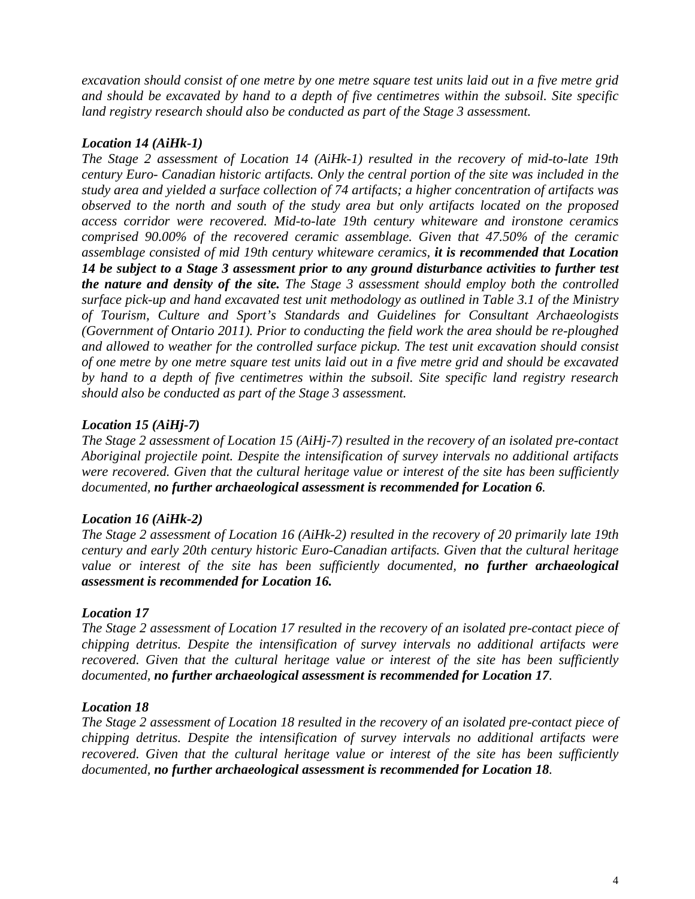*excavation should consist of one metre by one metre square test units laid out in a five metre grid and should be excavated by hand to a depth of five centimetres within the subsoil. Site specific land registry research should also be conducted as part of the Stage 3 assessment.*

### *Location 14 (AiHk-1)*

*The Stage 2 assessment of Location 14 (AiHk-1) resulted in the recovery of mid-to-late 19th century Euro- Canadian historic artifacts. Only the central portion of the site was included in the study area and yielded a surface collection of 74 artifacts; a higher concentration of artifacts was observed to the north and south of the study area but only artifacts located on the proposed access corridor were recovered. Mid-to-late 19th century whiteware and ironstone ceramics comprised 90.00% of the recovered ceramic assemblage. Given that 47.50% of the ceramic assemblage consisted of mid 19th century whiteware ceramics,* ***it is recommended that Location 14 be subject to a Stage 3 assessment prior to any ground disturbance activities to further test the nature and density of the site.*** *The Stage 3 assessment should employ both the controlled surface pick-up and hand excavated test unit methodology as outlined in Table 3.1 of the Ministry of Tourism, Culture and Sport's Standards and Guidelines for Consultant Archaeologists (Government of Ontario 2011). Prior to conducting the field work the area should be re-ploughed and allowed to weather for the controlled surface pickup. The test unit excavation should consist of one metre by one metre square test units laid out in a five metre grid and should be excavated by hand to a depth of five centimetres within the subsoil. Site specific land registry research should also be conducted as part of the Stage 3 assessment.*

### *Location 15 (AiHj-7)*

*The Stage 2 assessment of Location 15 (AiHj-7) resulted in the recovery of an isolated pre-contact Aboriginal projectile point. Despite the intensification of survey intervals no additional artifacts were recovered. Given that the cultural heritage value or interest of the site has been sufficiently documented,* ***no further archaeological assessment is recommended for Location 6****.*

### *Location 16 (AiHk-2)*

*The Stage 2 assessment of Location 16 (AiHk-2) resulted in the recovery of 20 primarily late 19th century and early 20th century historic Euro-Canadian artifacts. Given that the cultural heritage value or interest of the site has been sufficiently documented,* ***no further archaeological assessment is recommended for Location 16.***

### *Location 17*

*The Stage 2 assessment of Location 17 resulted in the recovery of an isolated pre-contact piece of chipping detritus. Despite the intensification of survey intervals no additional artifacts were recovered. Given that the cultural heritage value or interest of the site has been sufficiently documented,* ***no further archaeological assessment is recommended for Location 17****.*

### *Location 18*

*The Stage 2 assessment of Location 18 resulted in the recovery of an isolated pre-contact piece of chipping detritus. Despite the intensification of survey intervals no additional artifacts were recovered. Given that the cultural heritage value or interest of the site has been sufficiently documented,* ***no further archaeological assessment is recommended for Location 18****.*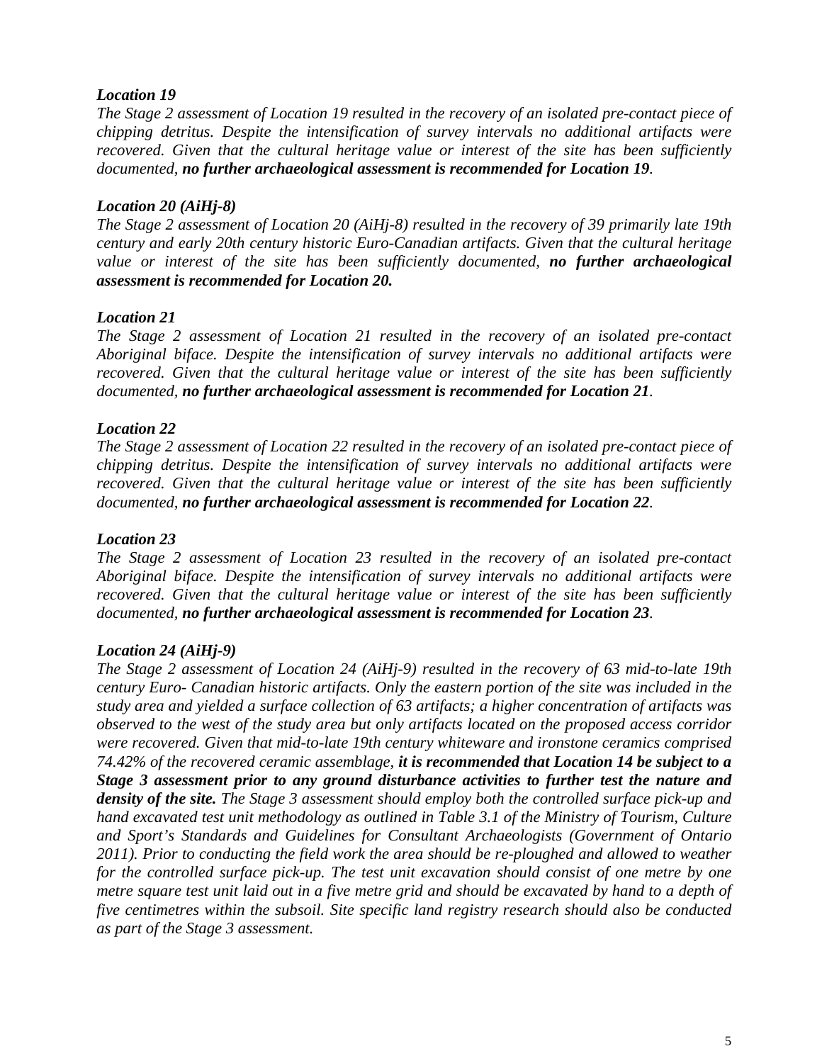*Location 19*

*The Stage 2 assessment of Location 19 resulted in the recovery of an isolated pre-contact piece of chipping detritus. Despite the intensification of survey intervals no additional artifacts were recovered. Given that the cultural heritage value or interest of the site has been sufficiently documented,* ***no further archaeological assessment is recommended for Location 19****.*

*Location 20 (AiHj-8)*

*The Stage 2 assessment of Location 20 (AiHj-8) resulted in the recovery of 39 primarily late 19th century and early 20th century historic Euro-Canadian artifacts. Given that the cultural heritage value or interest of the site has been sufficiently documented,* ***no further archaeological assessment is recommended for Location 20.***

*Location 21*

*The Stage 2 assessment of Location 21 resulted in the recovery of an isolated pre-contact Aboriginal biface. Despite the intensification of survey intervals no additional artifacts were recovered. Given that the cultural heritage value or interest of the site has been sufficiently documented,* ***no further archaeological assessment is recommended for Location 21****.*

*Location 22*

*The Stage 2 assessment of Location 22 resulted in the recovery of an isolated pre-contact piece of chipping detritus. Despite the intensification of survey intervals no additional artifacts were recovered. Given that the cultural heritage value or interest of the site has been sufficiently documented,* ***no further archaeological assessment is recommended for Location 22****.*

*Location 23*

*The Stage 2 assessment of Location 23 resulted in the recovery of an isolated pre-contact Aboriginal biface. Despite the intensification of survey intervals no additional artifacts were recovered. Given that the cultural heritage value or interest of the site has been sufficiently documented,* ***no further archaeological assessment is recommended for Location 23****.*

*Location 24 (AiHj-9)*

*The Stage 2 assessment of Location 24 (AiHj-9) resulted in the recovery of 63 mid-to-late 19th century Euro- Canadian historic artifacts. Only the eastern portion of the site was included in the study area and yielded a surface collection of 63 artifacts; a higher concentration of artifacts was observed to the west of the study area but only artifacts located on the proposed access corridor were recovered. Given that mid-to-late 19th century whiteware and ironstone ceramics comprised 74.42% of the recovered ceramic assemblage,* ***it is recommended that Location 14 be subject to a Stage 3 assessment prior to any ground disturbance activities to further test the nature and density of the site.*** *The Stage 3 assessment should employ both the controlled surface pick-up and hand excavated test unit methodology as outlined in Table 3.1 of the Ministry of Tourism, Culture and Sport's Standards and Guidelines for Consultant Archaeologists (Government of Ontario 2011). Prior to conducting the field work the area should be re-ploughed and allowed to weather for the controlled surface pick-up. The test unit excavation should consist of one metre by one metre square test unit laid out in a five metre grid and should be excavated by hand to a depth of five centimetres within the subsoil. Site specific land registry research should also be conducted as part of the Stage 3 assessment.*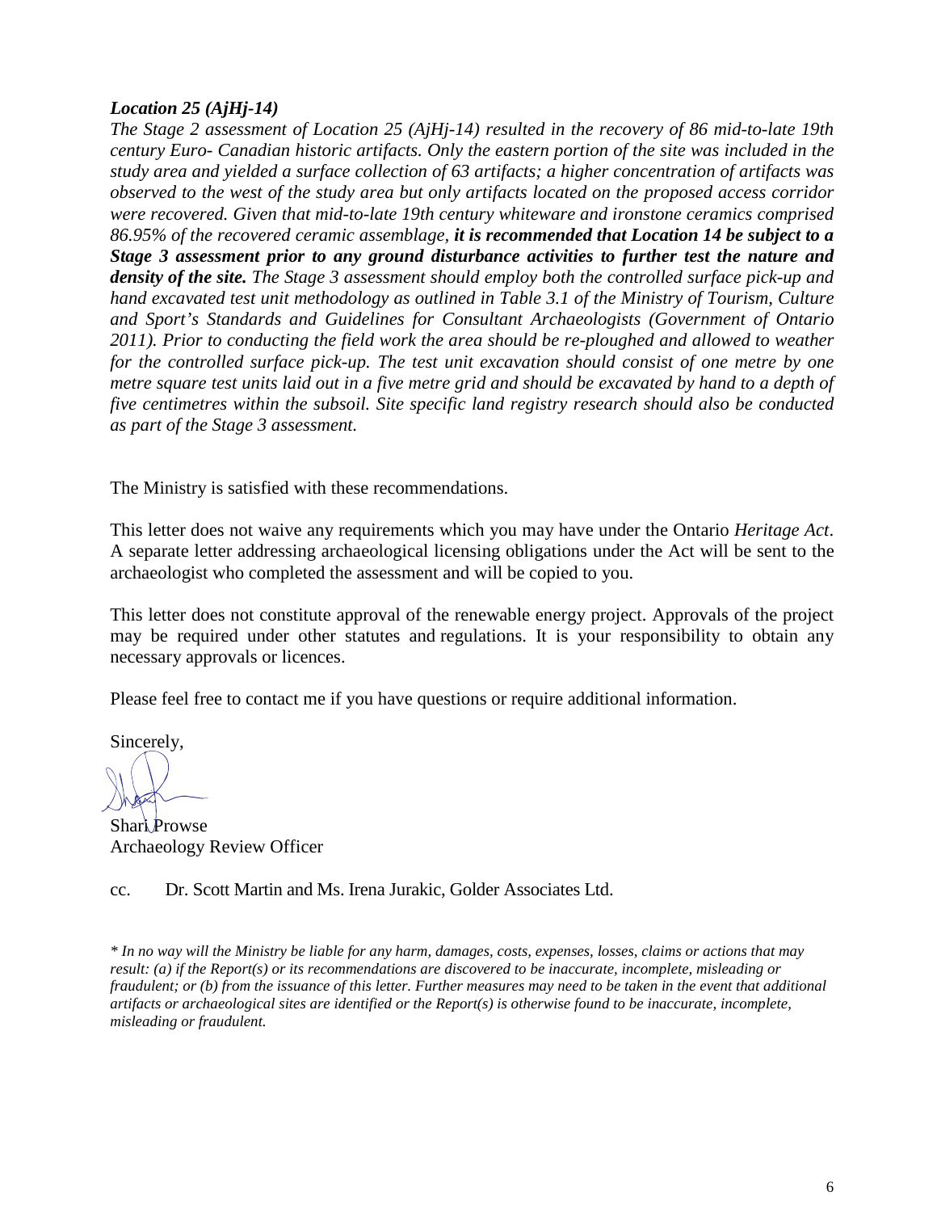***Location 25 (AjHj-14)***

*The Stage 2 assessment of Location 25 (AjHj-14) resulted in the recovery of 86 mid-to-late 19th century Euro- Canadian historic artifacts. Only the eastern portion of the site was included in the study area and yielded a surface collection of 63 artifacts; a higher concentration of artifacts was observed to the west of the study area but only artifacts located on the proposed access corridor were recovered. Given that mid-to-late 19th century whiteware and ironstone ceramics comprised 86.95% of the recovered ceramic assemblage,* ***it is recommended that Location 14 be subject to a Stage 3 assessment prior to any ground disturbance activities to further test the nature and density of the site.*** *The Stage 3 assessment should employ both the controlled surface pick-up and hand excavated test unit methodology as outlined in Table 3.1 of the Ministry of Tourism, Culture and Sport's Standards and Guidelines for Consultant Archaeologists (Government of Ontario 2011). Prior to conducting the field work the area should be re-ploughed and allowed to weather for the controlled surface pick-up. The test unit excavation should consist of one metre by one metre square test units laid out in a five metre grid and should be excavated by hand to a depth of five centimetres within the subsoil. Site specific land registry research should also be conducted as part of the Stage 3 assessment.*

The Ministry is satisfied with these recommendations.

This letter does not waive any requirements which you may have under the Ontario *Heritage Act*. A separate letter addressing archaeological licensing obligations under the Act will be sent to the archaeologist who completed the assessment and will be copied to you.

This letter does not constitute approval of the renewable energy project. Approvals of the project may be required under other statutes and regulations. It is your responsibility to obtain any necessary approvals or licences.

Please feel free to contact me if you have questions or require additional information.

Sincerely,

Shari Prowse
Archaeology Review Officer

cc. Dr. Scott Martin and Ms. Irena Jurakic, Golder Associates Ltd.

*\* In no way will the Ministry be liable for any harm, damages, costs, expenses, losses, claims or actions that may result: (a) if the Report(s) or its recommendations are discovered to be inaccurate, incomplete, misleading or fraudulent; or (b) from the issuance of this letter. Further measures may need to be taken in the event that additional artifacts or archaeological sites are identified or the Report(s) is otherwise found to be inaccurate, incomplete, misleading or fraudulent.*